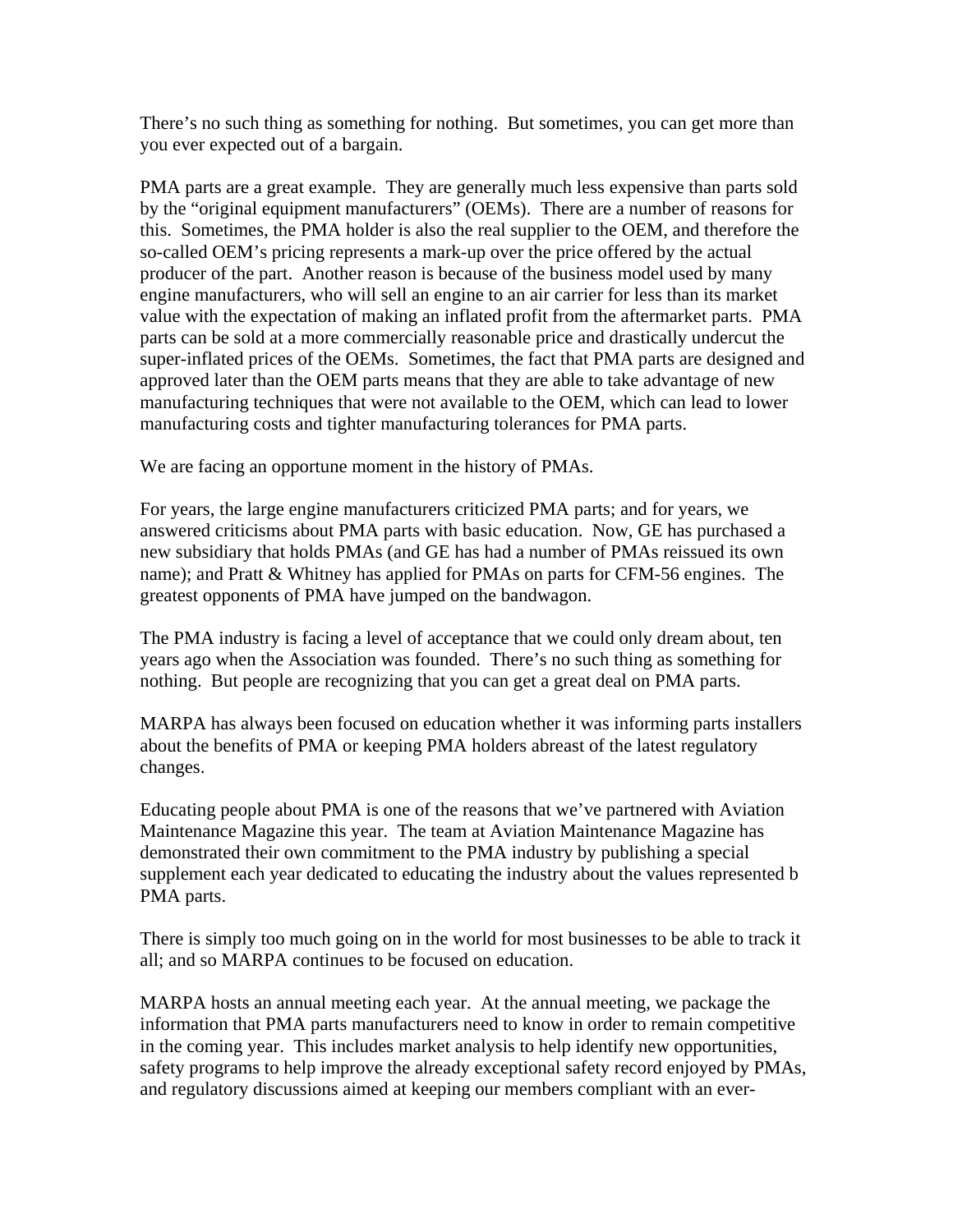There's no such thing as something for nothing. But sometimes, you can get more than you ever expected out of a bargain.

PMA parts are a great example. They are generally much less expensive than parts sold by the "original equipment manufacturers" (OEMs). There are a number of reasons for this. Sometimes, the PMA holder is also the real supplier to the OEM, and therefore the so-called OEM's pricing represents a mark-up over the price offered by the actual producer of the part. Another reason is because of the business model used by many engine manufacturers, who will sell an engine to an air carrier for less than its market value with the expectation of making an inflated profit from the aftermarket parts. PMA parts can be sold at a more commercially reasonable price and drastically undercut the super-inflated prices of the OEMs. Sometimes, the fact that PMA parts are designed and approved later than the OEM parts means that they are able to take advantage of new manufacturing techniques that were not available to the OEM, which can lead to lower manufacturing costs and tighter manufacturing tolerances for PMA parts.

We are facing an opportune moment in the history of PMAs.

For years, the large engine manufacturers criticized PMA parts; and for years, we answered criticisms about PMA parts with basic education. Now, GE has purchased a new subsidiary that holds PMAs (and GE has had a number of PMAs reissued its own name); and Pratt & Whitney has applied for PMAs on parts for CFM-56 engines. The greatest opponents of PMA have jumped on the bandwagon.

The PMA industry is facing a level of acceptance that we could only dream about, ten years ago when the Association was founded. There's no such thing as something for nothing. But people are recognizing that you can get a great deal on PMA parts.

MARPA has always been focused on education whether it was informing parts installers about the benefits of PMA or keeping PMA holders abreast of the latest regulatory changes.

Educating people about PMA is one of the reasons that we've partnered with Aviation Maintenance Magazine this year. The team at Aviation Maintenance Magazine has demonstrated their own commitment to the PMA industry by publishing a special supplement each year dedicated to educating the industry about the values represented b PMA parts.

There is simply too much going on in the world for most businesses to be able to track it all; and so MARPA continues to be focused on education.

MARPA hosts an annual meeting each year. At the annual meeting, we package the information that PMA parts manufacturers need to know in order to remain competitive in the coming year. This includes market analysis to help identify new opportunities, safety programs to help improve the already exceptional safety record enjoyed by PMAs, and regulatory discussions aimed at keeping our members compliant with an ever-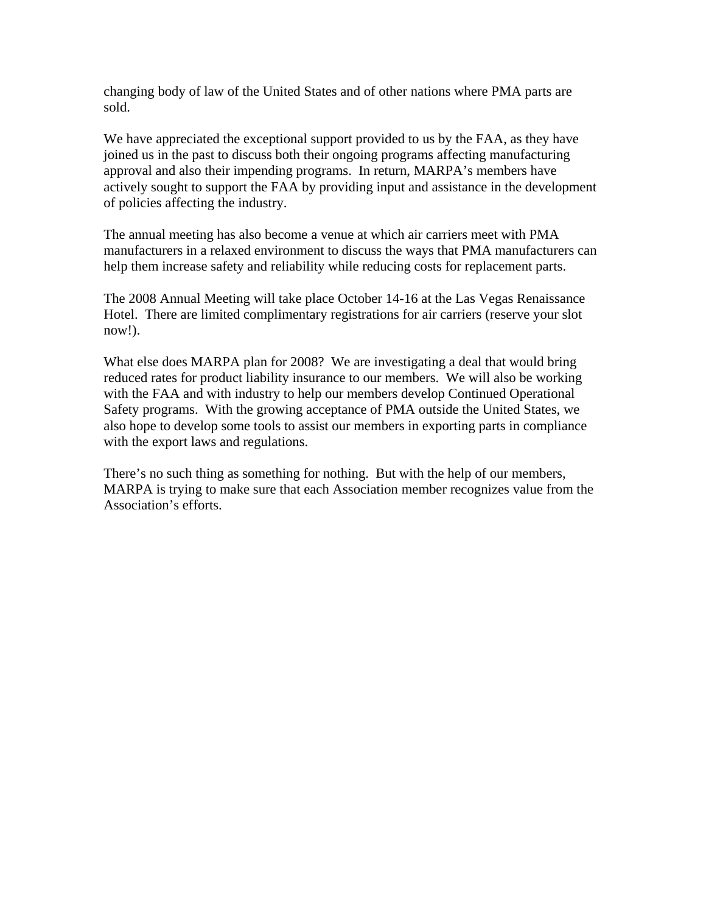changing body of law of the United States and of other nations where PMA parts are sold.

We have appreciated the exceptional support provided to us by the FAA, as they have joined us in the past to discuss both their ongoing programs affecting manufacturing approval and also their impending programs. In return, MARPA's members have actively sought to support the FAA by providing input and assistance in the development of policies affecting the industry.

The annual meeting has also become a venue at which air carriers meet with PMA manufacturers in a relaxed environment to discuss the ways that PMA manufacturers can help them increase safety and reliability while reducing costs for replacement parts.

The 2008 Annual Meeting will take place October 14-16 at the Las Vegas Renaissance Hotel. There are limited complimentary registrations for air carriers (reserve your slot now!).

What else does MARPA plan for 2008? We are investigating a deal that would bring reduced rates for product liability insurance to our members. We will also be working with the FAA and with industry to help our members develop Continued Operational Safety programs. With the growing acceptance of PMA outside the United States, we also hope to develop some tools to assist our members in exporting parts in compliance with the export laws and regulations.

There's no such thing as something for nothing. But with the help of our members, MARPA is trying to make sure that each Association member recognizes value from the Association's efforts.